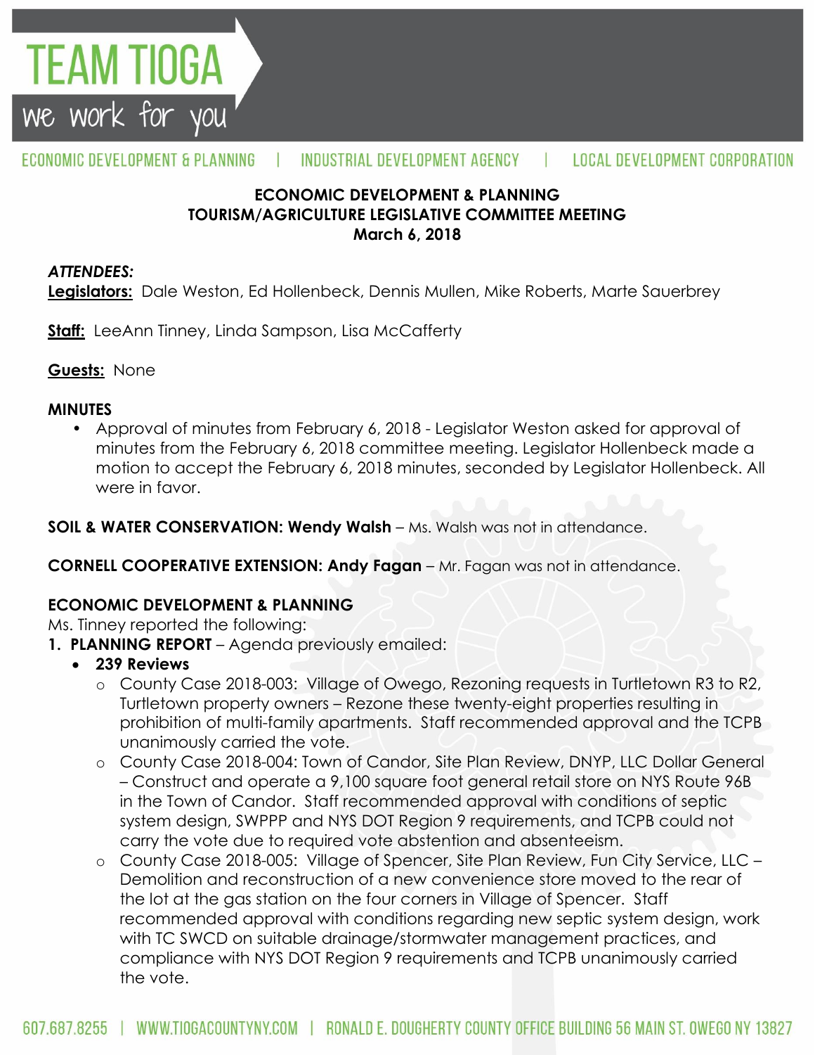TEAM TIOGA

we work for you

ECONOMIC DEVELOPMENT & PLANNING | INDUSTRIAL DEVELOPMENT AGENCY | LOCAL DEVELOPMENT CORPORATION

**ECONOMIC DEVELOPMENT & PLANNING**
**TOURISM/AGRICULTURE LEGISLATIVE COMMITTEE MEETING**
**March 6, 2018**

***ATTENDEES:***

**Legislators:** Dale Weston, Ed Hollenbeck, Dennis Mullen, Mike Roberts, Marte Sauerbrey

**Staff:** LeeAnn Tinney, Linda Sampson, Lisa McCafferty

**Guests:** None

**MINUTES**

- Approval of minutes from February 6, 2018 - Legislator Weston asked for approval of minutes from the February 6, 2018 committee meeting. Legislator Hollenbeck made a motion to accept the February 6, 2018 minutes, seconded by Legislator Hollenbeck. All were in favor.

**SOIL & WATER CONSERVATION: Wendy Walsh** – Ms. Walsh was not in attendance.

**CORNELL COOPERATIVE EXTENSION: Andy Fagan** – Mr. Fagan was not in attendance.

**ECONOMIC DEVELOPMENT & PLANNING**

Ms. Tinney reported the following:

1. **PLANNING REPORT** – Agenda previously emailed:
   - **239 Reviews**
     - County Case 2018-003: Village of Owego, Rezoning requests in Turtletown R3 to R2, Turtletown property owners – Rezone these twenty-eight properties resulting in prohibition of multi-family apartments. Staff recommended approval and the TCPB unanimously carried the vote.
     - County Case 2018-004: Town of Candor, Site Plan Review, DNYP, LLC Dollar General – Construct and operate a 9,100 square foot general retail store on NYS Route 96B in the Town of Candor. Staff recommended approval with conditions of septic system design, SWPPP and NYS DOT Region 9 requirements, and TCPB could not carry the vote due to required vote abstention and absenteeism.
     - County Case 2018-005: Village of Spencer, Site Plan Review, Fun City Service, LLC – Demolition and reconstruction of a new convenience store moved to the rear of the lot at the gas station on the four corners in Village of Spencer. Staff recommended approval with conditions regarding new septic system design, work with TC SWCD on suitable drainage/stormwater management practices, and compliance with NYS DOT Region 9 requirements and TCPB unanimously carried the vote.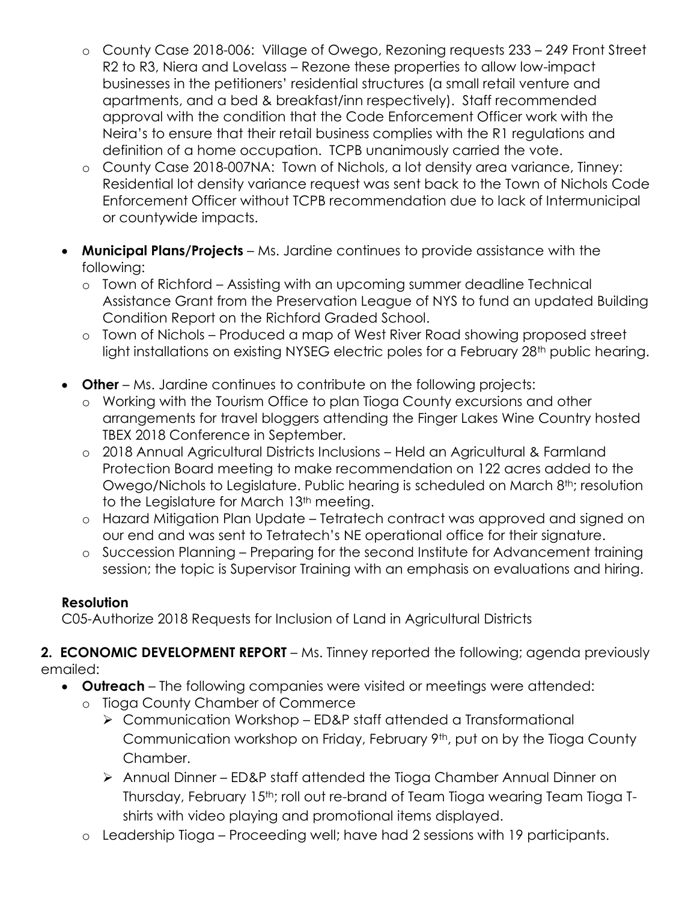- County Case 2018-006: Village of Owego, Rezoning requests 233 – 249 Front Street R2 to R3, Niera and Lovelass – Rezone these properties to allow low-impact businesses in the petitioners' residential structures (a small retail venture and apartments, and a bed & breakfast/inn respectively). Staff recommended approval with the condition that the Code Enforcement Officer work with the Neira's to ensure that their retail business complies with the R1 regulations and definition of a home occupation. TCPB unanimously carried the vote.
- County Case 2018-007NA: Town of Nichols, a lot density area variance, Tinney: Residential lot density variance request was sent back to the Town of Nichols Code Enforcement Officer without TCPB recommendation due to lack of Intermunicipal or countywide impacts.

- **Municipal Plans/Projects** – Ms. Jardine continues to provide assistance with the following:
  - Town of Richford – Assisting with an upcoming summer deadline Technical Assistance Grant from the Preservation League of NYS to fund an updated Building Condition Report on the Richford Graded School.
  - Town of Nichols – Produced a map of West River Road showing proposed street light installations on existing NYSEG electric poles for a February 28th public hearing.

- **Other** – Ms. Jardine continues to contribute on the following projects:
  - Working with the Tourism Office to plan Tioga County excursions and other arrangements for travel bloggers attending the Finger Lakes Wine Country hosted TBEX 2018 Conference in September.
  - 2018 Annual Agricultural Districts Inclusions – Held an Agricultural & Farmland Protection Board meeting to make recommendation on 122 acres added to the Owego/Nichols to Legislature. Public hearing is scheduled on March 8th; resolution to the Legislature for March 13th meeting.
  - Hazard Mitigation Plan Update – Tetratech contract was approved and signed on our end and was sent to Tetratech's NE operational office for their signature.
  - Succession Planning – Preparing for the second Institute for Advancement training session; the topic is Supervisor Training with an emphasis on evaluations and hiring.

**Resolution**

C05-Authorize 2018 Requests for Inclusion of Land in Agricultural Districts

**2. ECONOMIC DEVELOPMENT REPORT** – Ms. Tinney reported the following; agenda previously emailed:

- **Outreach** – The following companies were visited or meetings were attended:
  - Tioga County Chamber of Commerce
    - Communication Workshop – ED&P staff attended a Transformational Communication workshop on Friday, February 9th, put on by the Tioga County Chamber.
    - Annual Dinner – ED&P staff attended the Tioga Chamber Annual Dinner on Thursday, February 15th; roll out re-brand of Team Tioga wearing Team Tioga T-shirts with video playing and promotional items displayed.
  - Leadership Tioga – Proceeding well; have had 2 sessions with 19 participants.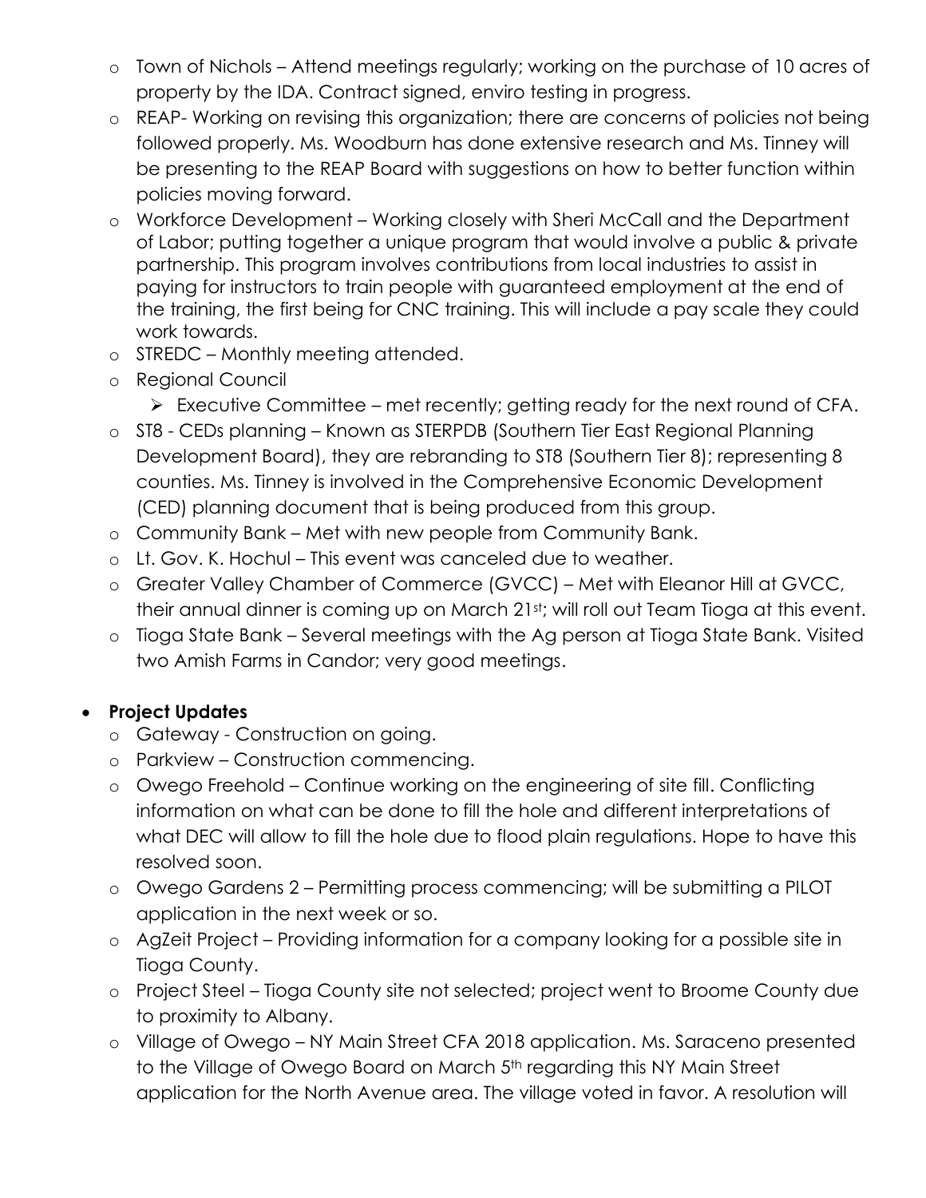- Town of Nichols – Attend meetings regularly; working on the purchase of 10 acres of property by the IDA. Contract signed, enviro testing in progress.
- REAP- Working on revising this organization; there are concerns of policies not being followed properly. Ms. Woodburn has done extensive research and Ms. Tinney will be presenting to the REAP Board with suggestions on how to better function within policies moving forward.
- Workforce Development – Working closely with Sheri McCall and the Department of Labor; putting together a unique program that would involve a public & private partnership. This program involves contributions from local industries to assist in paying for instructors to train people with guaranteed employment at the end of the training, the first being for CNC training. This will include a pay scale they could work towards.
- STREDC – Monthly meeting attended.
- Regional Council
  - Executive Committee – met recently; getting ready for the next round of CFA.
- ST8 - CEDs planning – Known as STERPDB (Southern Tier East Regional Planning Development Board), they are rebranding to ST8 (Southern Tier 8); representing 8 counties. Ms. Tinney is involved in the Comprehensive Economic Development (CED) planning document that is being produced from this group.
- Community Bank – Met with new people from Community Bank.
- Lt. Gov. K. Hochul – This event was canceled due to weather.
- Greater Valley Chamber of Commerce (GVCC) – Met with Eleanor Hill at GVCC, their annual dinner is coming up on March 21st; will roll out Team Tioga at this event.
- Tioga State Bank – Several meetings with the Ag person at Tioga State Bank. Visited two Amish Farms in Candor; very good meetings.

- **Project Updates**
  - Gateway - Construction on going.
  - Parkview – Construction commencing.
  - Owego Freehold – Continue working on the engineering of site fill. Conflicting information on what can be done to fill the hole and different interpretations of what DEC will allow to fill the hole due to flood plain regulations. Hope to have this resolved soon.
  - Owego Gardens 2 – Permitting process commencing; will be submitting a PILOT application in the next week or so.
  - AgZeit Project – Providing information for a company looking for a possible site in Tioga County.
  - Project Steel – Tioga County site not selected; project went to Broome County due to proximity to Albany.
  - Village of Owego – NY Main Street CFA 2018 application. Ms. Saraceno presented to the Village of Owego Board on March 5th regarding this NY Main Street application for the North Avenue area. The village voted in favor. A resolution will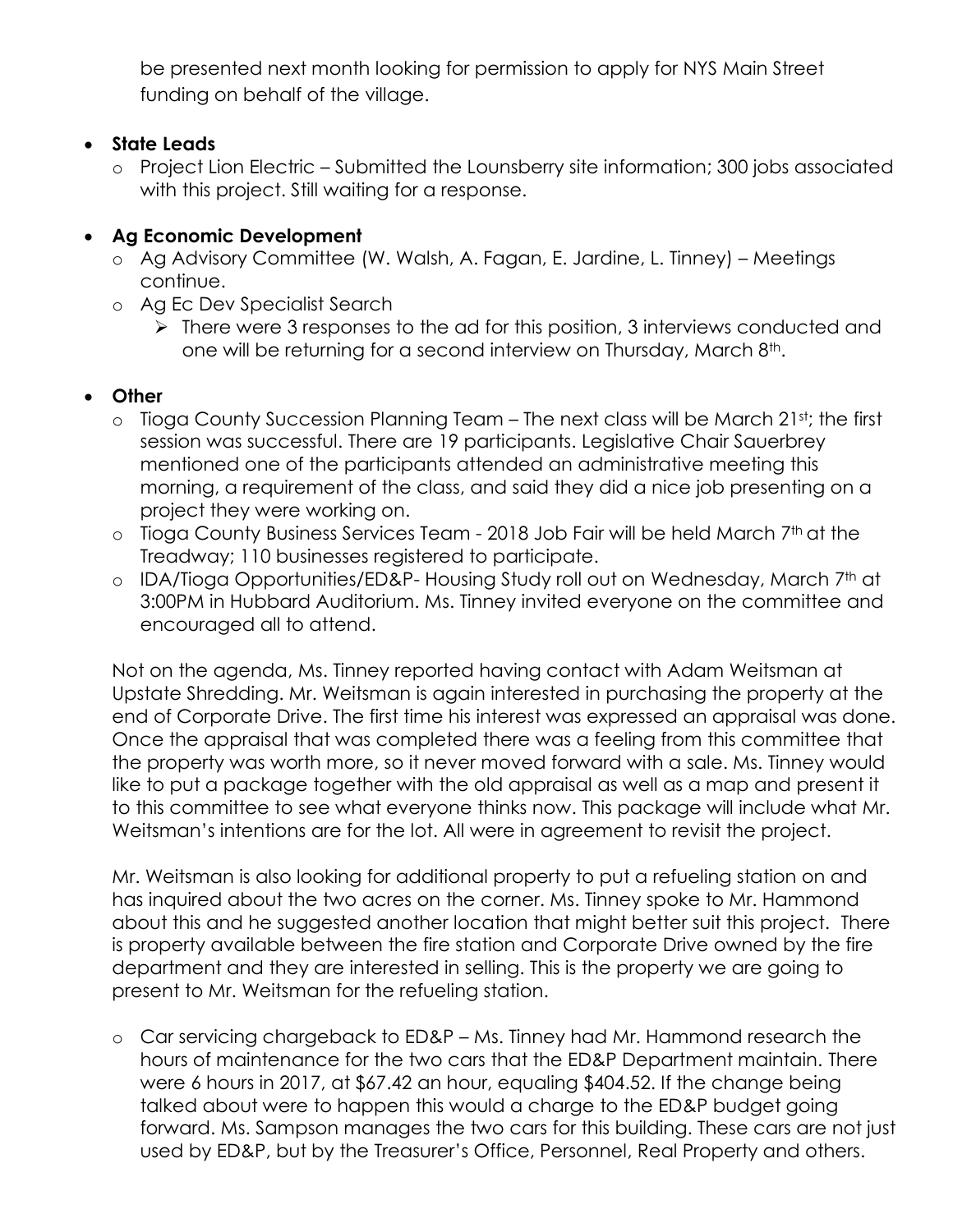be presented next month looking for permission to apply for NYS Main Street funding on behalf of the village.

- **State Leads**
  - Project Lion Electric – Submitted the Lounsberry site information; 300 jobs associated with this project. Still waiting for a response.

- **Ag Economic Development**
  - Ag Advisory Committee (W. Walsh, A. Fagan, E. Jardine, L. Tinney) – Meetings continue.
  - Ag Ec Dev Specialist Search
    - There were 3 responses to the ad for this position, 3 interviews conducted and one will be returning for a second interview on Thursday, March 8th.

- **Other**
  - Tioga County Succession Planning Team – The next class will be March 21st; the first session was successful. There are 19 participants. Legislative Chair Sauerbrey mentioned one of the participants attended an administrative meeting this morning, a requirement of the class, and said they did a nice job presenting on a project they were working on.
  - Tioga County Business Services Team - 2018 Job Fair will be held March 7th at the Treadway; 110 businesses registered to participate.
  - IDA/Tioga Opportunities/ED&P- Housing Study roll out on Wednesday, March 7th at 3:00PM in Hubbard Auditorium. Ms. Tinney invited everyone on the committee and encouraged all to attend.

Not on the agenda, Ms. Tinney reported having contact with Adam Weitsman at Upstate Shredding. Mr. Weitsman is again interested in purchasing the property at the end of Corporate Drive. The first time his interest was expressed an appraisal was done. Once the appraisal that was completed there was a feeling from this committee that the property was worth more, so it never moved forward with a sale. Ms. Tinney would like to put a package together with the old appraisal as well as a map and present it to this committee to see what everyone thinks now. This package will include what Mr. Weitsman's intentions are for the lot. All were in agreement to revisit the project.

Mr. Weitsman is also looking for additional property to put a refueling station on and has inquired about the two acres on the corner. Ms. Tinney spoke to Mr. Hammond about this and he suggested another location that might better suit this project. There is property available between the fire station and Corporate Drive owned by the fire department and they are interested in selling. This is the property we are going to present to Mr. Weitsman for the refueling station.

- Car servicing chargeback to ED&P – Ms. Tinney had Mr. Hammond research the hours of maintenance for the two cars that the ED&P Department maintain. There were 6 hours in 2017, at $67.42 an hour, equaling $404.52. If the change being talked about were to happen this would a charge to the ED&P budget going forward. Ms. Sampson manages the two cars for this building. These cars are not just used by ED&P, but by the Treasurer's Office, Personnel, Real Property and others.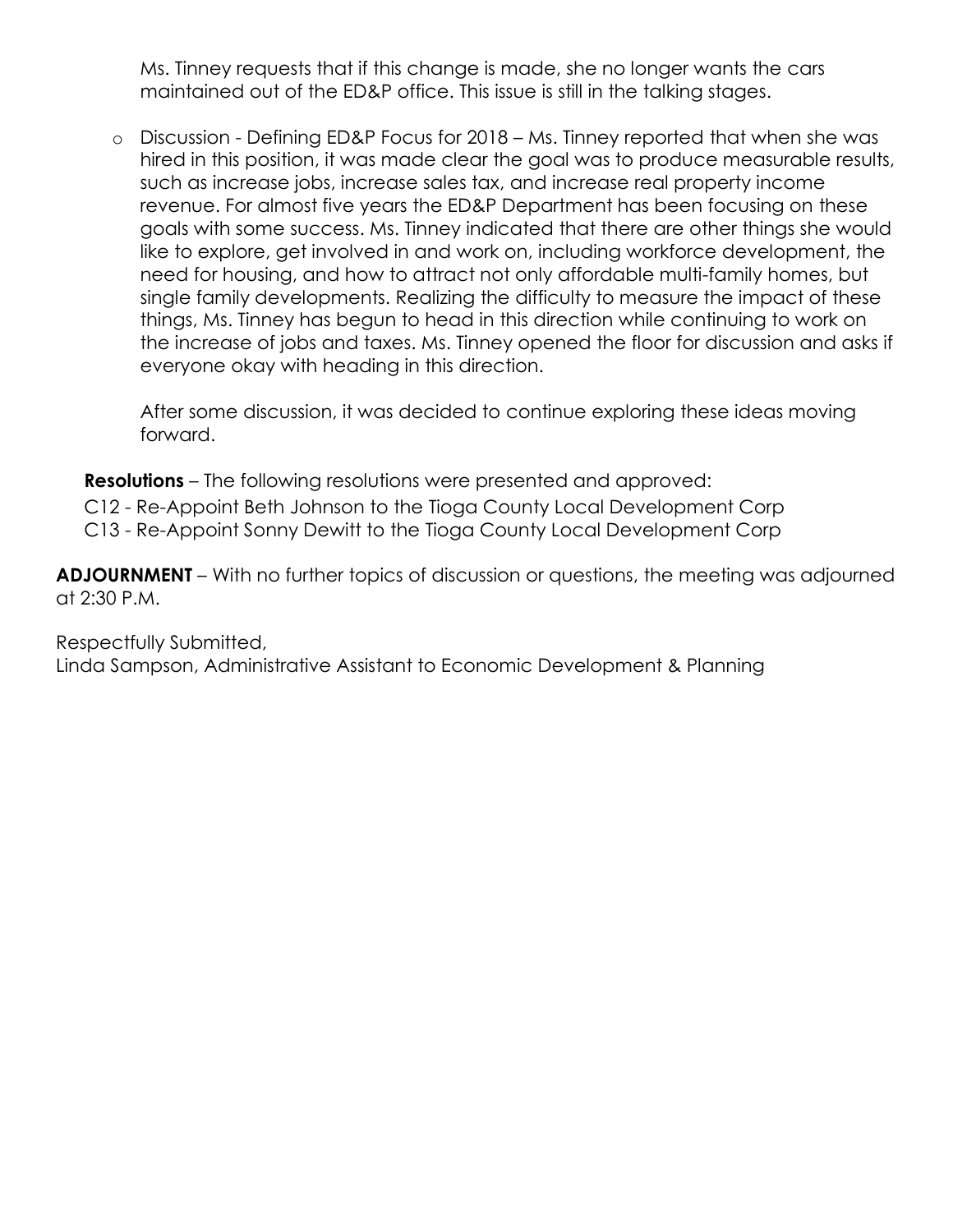Ms. Tinney requests that if this change is made, she no longer wants the cars maintained out of the ED&P office. This issue is still in the talking stages.

- Discussion - Defining ED&P Focus for 2018 – Ms. Tinney reported that when she was hired in this position, it was made clear the goal was to produce measurable results, such as increase jobs, increase sales tax, and increase real property income revenue. For almost five years the ED&P Department has been focusing on these goals with some success. Ms. Tinney indicated that there are other things she would like to explore, get involved in and work on, including workforce development, the need for housing, and how to attract not only affordable multi-family homes, but single family developments. Realizing the difficulty to measure the impact of these things, Ms. Tinney has begun to head in this direction while continuing to work on the increase of jobs and taxes. Ms. Tinney opened the floor for discussion and asks if everyone okay with heading in this direction.

  After some discussion, it was decided to continue exploring these ideas moving forward.

**Resolutions** – The following resolutions were presented and approved:

C12 - Re-Appoint Beth Johnson to the Tioga County Local Development Corp
C13 - Re-Appoint Sonny Dewitt to the Tioga County Local Development Corp

**ADJOURNMENT** – With no further topics of discussion or questions, the meeting was adjourned at 2:30 P.M.

Respectfully Submitted,
Linda Sampson, Administrative Assistant to Economic Development & Planning